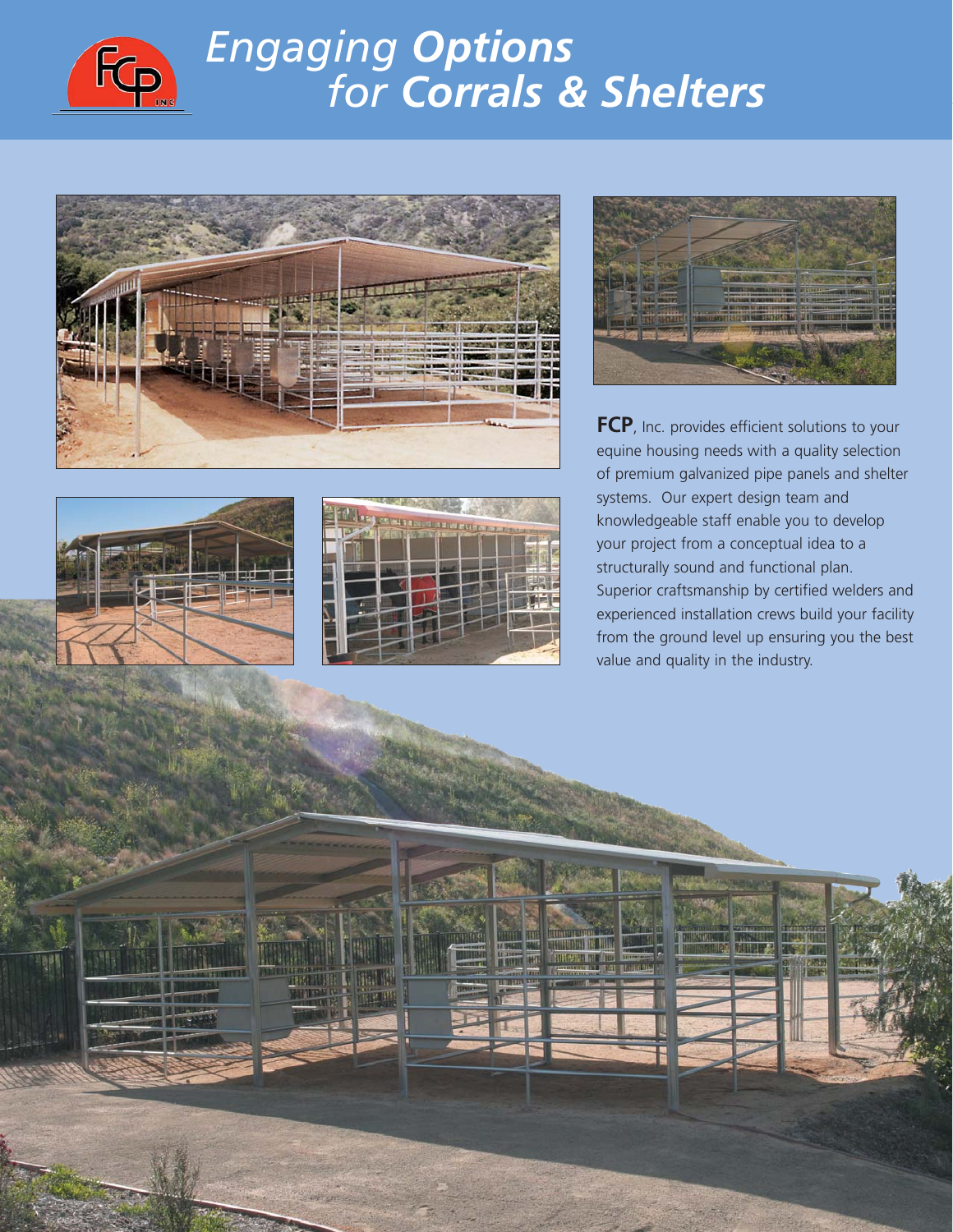# *Engaging **Options** for **Corrals & Shelters***

**FCP**, Inc. provides efficient solutions to your equine housing needs with a quality selection of premium galvanized pipe panels and shelter systems. Our expert design team and knowledgeable staff enable you to develop your project from a conceptual idea to a structurally sound and functional plan. Superior craftsmanship by certified welders and experienced installation crews build your facility from the ground level up ensuring you the best value and quality in the industry.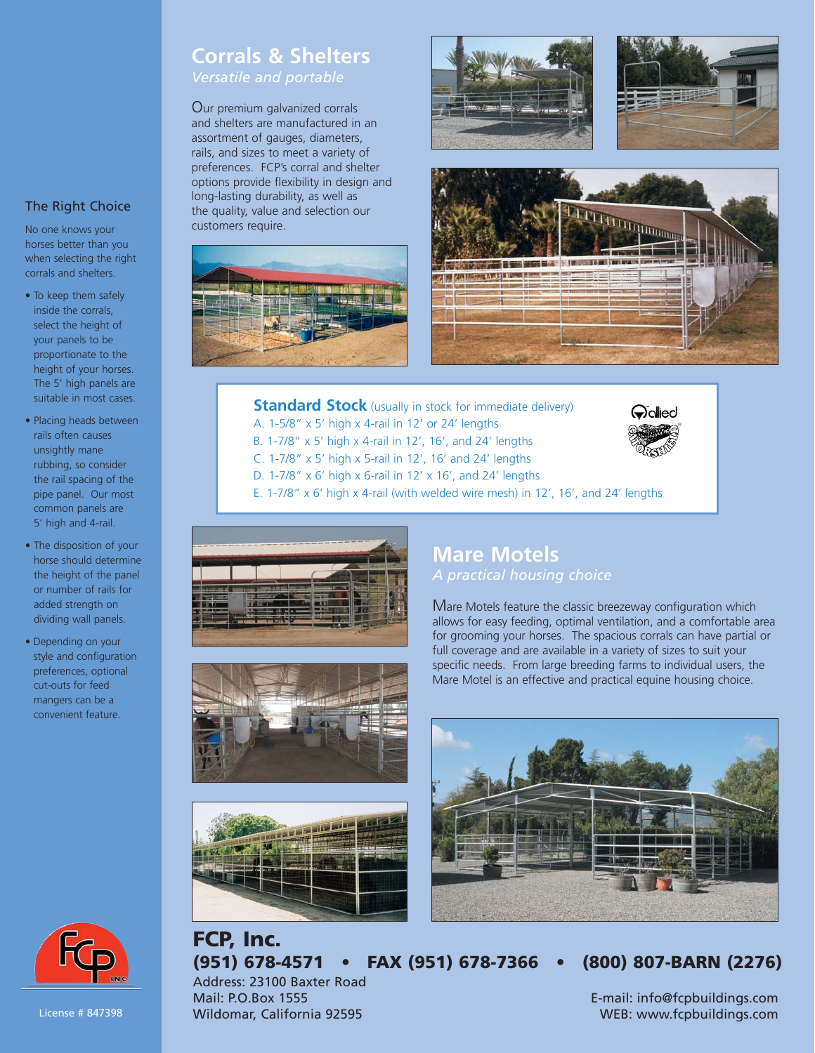## Corrals & Shelters

*Versatile and portable*

Our premium galvanized corrals and shelters are manufactured in an assortment of gauges, diameters, rails, and sizes to meet a variety of preferences. FCP's corral and shelter options provide flexibility in design and long-lasting durability, as well as the quality, value and selection our customers require.

### The Right Choice

No one knows your horses better than you when selecting the right corrals and shelters.

- To keep them safely inside the corrals, select the height of your panels to be proportionate to the height of your horses. The 5' high panels are suitable in most cases.
- Placing heads between rails often causes unsightly mane rubbing, so consider the rail spacing of the pipe panel. Our most common panels are 5' high and 4-rail.
- The disposition of your horse should determine the height of the panel or number of rails for added strength on dividing wall panels.
- Depending on your style and configuration preferences, optional cut-outs for feed mangers can be a convenient feature.

### Standard Stock (usually in stock for immediate delivery)

A. 1-5/8" x 5' high x 4-rail in 12' or 24' lengths
B. 1-7/8" x 5' high x 4-rail in 12', 16', and 24' lengths
C. 1-7/8" x 5' high x 5-rail in 12', 16' and 24' lengths
D. 1-7/8" x 6' high x 6-rail in 12' x 16', and 24' lengths
E. 1-7/8" x 6' high x 4-rail (with welded wire mesh) in 12', 16', and 24' lengths

allied

## Mare Motels

*A practical housing choice*

Mare Motels feature the classic breezeway configuration which allows for easy feeding, optimal ventilation, and a comfortable area for grooming your horses. The spacious corrals can have partial or full coverage and are available in a variety of sizes to suit your specific needs. From large breeding farms to individual users, the Mare Motel is an effective and practical equine housing choice.

**FCP, Inc.**

**(951) 678-4571 • FAX (951) 678-7366 • (800) 807-BARN (2276)**

Address: 23100 Baxter Road
Mail: P.O.Box 1555
Wildomar, California 92595

E-mail: info@fcpbuildings.com
WEB: www.fcpbuildings.com

License # 847398